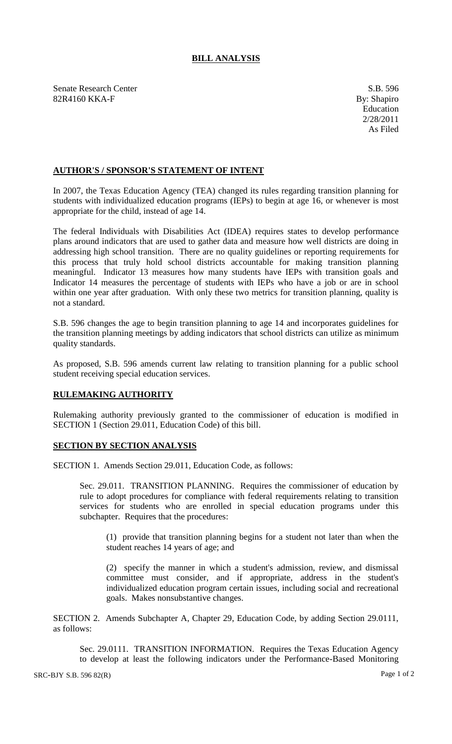# BILL ANALYSIS

Senate Research Center
82R4160 KKA-F

S.B. 596
By: Shapiro
Education
2/28/2011
As Filed

## AUTHOR'S / SPONSOR'S STATEMENT OF INTENT

In 2007, the Texas Education Agency (TEA) changed its rules regarding transition planning for students with individualized education programs (IEPs) to begin at age 16, or whenever is most appropriate for the child, instead of age 14.

The federal Individuals with Disabilities Act (IDEA) requires states to develop performance plans around indicators that are used to gather data and measure how well districts are doing in addressing high school transition. There are no quality guidelines or reporting requirements for this process that truly hold school districts accountable for making transition planning meaningful. Indicator 13 measures how many students have IEPs with transition goals and Indicator 14 measures the percentage of students with IEPs who have a job or are in school within one year after graduation. With only these two metrics for transition planning, quality is not a standard.

S.B. 596 changes the age to begin transition planning to age 14 and incorporates guidelines for the transition planning meetings by adding indicators that school districts can utilize as minimum quality standards.

As proposed, S.B. 596 amends current law relating to transition planning for a public school student receiving special education services.

## RULEMAKING AUTHORITY

Rulemaking authority previously granted to the commissioner of education is modified in SECTION 1 (Section 29.011, Education Code) of this bill.

## SECTION BY SECTION ANALYSIS

SECTION 1. Amends Section 29.011, Education Code, as follows:

Sec. 29.011. TRANSITION PLANNING. Requires the commissioner of education by rule to adopt procedures for compliance with federal requirements relating to transition services for students who are enrolled in special education programs under this subchapter. Requires that the procedures:

(1) provide that transition planning begins for a student not later than when the student reaches 14 years of age; and

(2) specify the manner in which a student's admission, review, and dismissal committee must consider, and if appropriate, address in the student's individualized education program certain issues, including social and recreational goals. Makes nonsubstantive changes.

SECTION 2. Amends Subchapter A, Chapter 29, Education Code, by adding Section 29.0111, as follows:

Sec. 29.0111. TRANSITION INFORMATION. Requires the Texas Education Agency to develop at least the following indicators under the Performance-Based Monitoring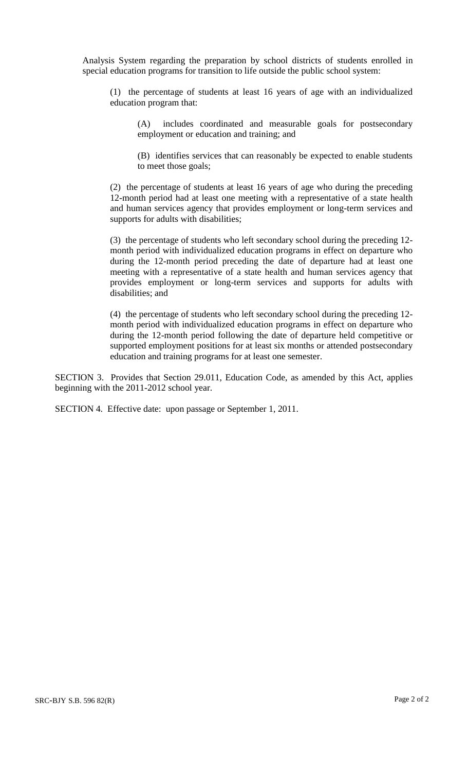Analysis System regarding the preparation by school districts of students enrolled in special education programs for transition to life outside the public school system:

(1) the percentage of students at least 16 years of age with an individualized education program that:

(A) includes coordinated and measurable goals for postsecondary employment or education and training; and

(B) identifies services that can reasonably be expected to enable students to meet those goals;

(2) the percentage of students at least 16 years of age who during the preceding 12-month period had at least one meeting with a representative of a state health and human services agency that provides employment or long-term services and supports for adults with disabilities;

(3) the percentage of students who left secondary school during the preceding 12-month period with individualized education programs in effect on departure who during the 12-month period preceding the date of departure had at least one meeting with a representative of a state health and human services agency that provides employment or long-term services and supports for adults with disabilities; and

(4) the percentage of students who left secondary school during the preceding 12-month period with individualized education programs in effect on departure who during the 12-month period following the date of departure held competitive or supported employment positions for at least six months or attended postsecondary education and training programs for at least one semester.

SECTION 3. Provides that Section 29.011, Education Code, as amended by this Act, applies beginning with the 2011-2012 school year.

SECTION 4. Effective date: upon passage or September 1, 2011.